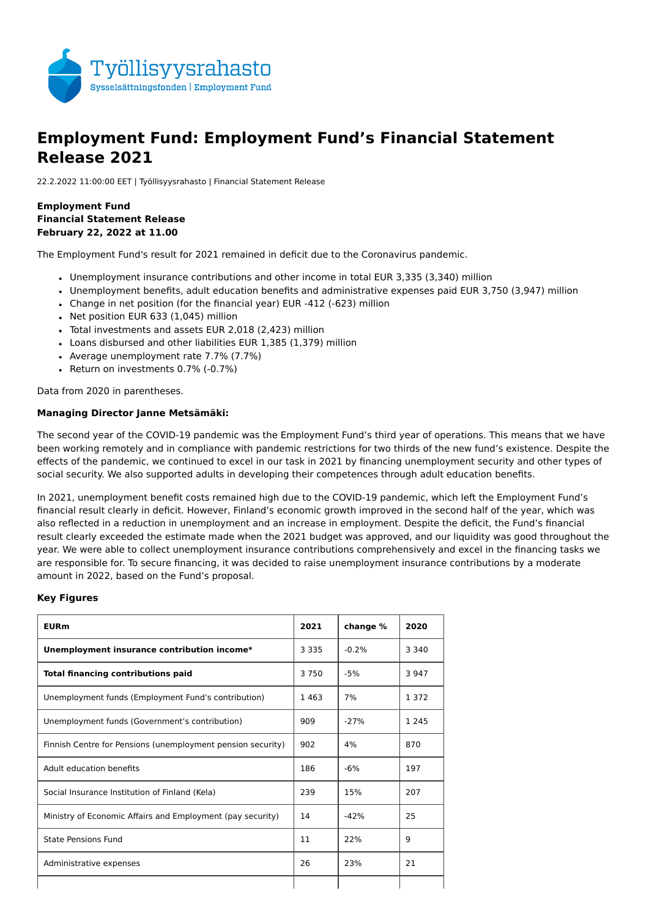# Employment Fund: Employment Fund's Financial Statement Release 2021

22.2.2022 11:00:00 EET | Työllisyysrahasto | Financial Statement Release

**Employment Fund**
**Financial Statement Release**
**February 22, 2022 at 11.00**

The Employment Fund's result for 2021 remained in deficit due to the Coronavirus pandemic.

- Unemployment insurance contributions and other income in total EUR 3,335 (3,340) million
- Unemployment benefits, adult education benefits and administrative expenses paid EUR 3,750 (3,947) million
- Change in net position (for the financial year) EUR -412 (-623) million
- Net position EUR 633 (1,045) million
- Total investments and assets EUR 2,018 (2,423) million
- Loans disbursed and other liabilities EUR 1,385 (1,379) million
- Average unemployment rate 7.7% (7.7%)
- Return on investments 0.7% (-0.7%)

Data from 2020 in parentheses.

**Managing Director Janne Metsämäki:**

The second year of the COVID-19 pandemic was the Employment Fund's third year of operations. This means that we have been working remotely and in compliance with pandemic restrictions for two thirds of the new fund's existence. Despite the effects of the pandemic, we continued to excel in our task in 2021 by financing unemployment security and other types of social security. We also supported adults in developing their competences through adult education benefits.

In 2021, unemployment benefit costs remained high due to the COVID-19 pandemic, which left the Employment Fund's financial result clearly in deficit. However, Finland's economic growth improved in the second half of the year, which was also reflected in a reduction in unemployment and an increase in employment. Despite the deficit, the Fund's financial result clearly exceeded the estimate made when the 2021 budget was approved, and our liquidity was good throughout the year. We were able to collect unemployment insurance contributions comprehensively and excel in the financing tasks we are responsible for. To secure financing, it was decided to raise unemployment insurance contributions by a moderate amount in 2022, based on the Fund's proposal.

**Key Figures**

| EURm | 2021 | change % | 2020 |
|---|---|---|---|
| **Unemployment insurance contribution income*** | 3 335 | -0.2% | 3 340 |
| **Total financing contributions paid** | 3 750 | -5% | 3 947 |
| Unemployment funds (Employment Fund's contribution) | 1 463 | 7% | 1 372 |
| Unemployment funds (Government's contribution) | 909 | -27% | 1 245 |
| Finnish Centre for Pensions (unemployment pension security) | 902 | 4% | 870 |
| Adult education benefits | 186 | -6% | 197 |
| Social Insurance Institution of Finland (Kela) | 239 | 15% | 207 |
| Ministry of Economic Affairs and Employment (pay security) | 14 | -42% | 25 |
| State Pensions Fund | 11 | 22% | 9 |
| Administrative expenses | 26 | 23% | 21 |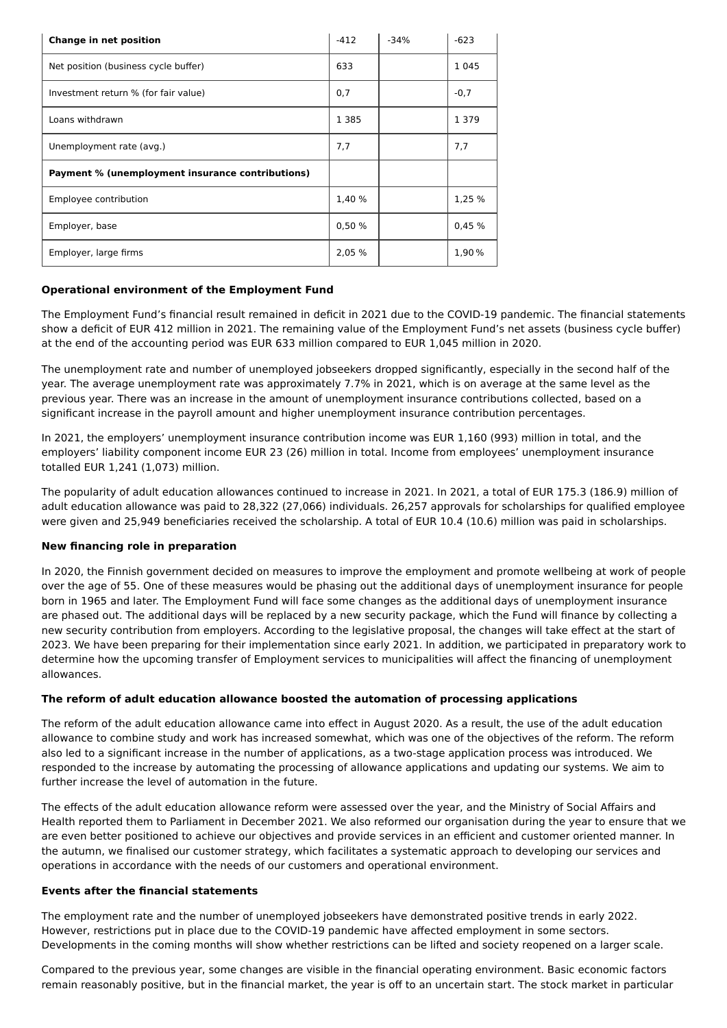| **Change in net position** | -412 | -34% | -623 |
|---|---|---|---|
| Net position (business cycle buffer) | 633 | | 1 045 |
| Investment return % (for fair value) | 0,7 | | -0,7 |
| Loans withdrawn | 1 385 | | 1 379 |
| Unemployment rate (avg.) | 7,7 | | 7,7 |
| **Payment % (unemployment insurance contributions)** | | | |
| Employee contribution | 1,40 % | | 1,25 % |
| Employer, base | 0,50 % | | 0,45 % |
| Employer, large firms | 2,05 % | | 1,90 % |

**Operational environment of the Employment Fund**

The Employment Fund's financial result remained in deficit in 2021 due to the COVID-19 pandemic. The financial statements show a deficit of EUR 412 million in 2021. The remaining value of the Employment Fund's net assets (business cycle buffer) at the end of the accounting period was EUR 633 million compared to EUR 1,045 million in 2020.

The unemployment rate and number of unemployed jobseekers dropped significantly, especially in the second half of the year. The average unemployment rate was approximately 7.7% in 2021, which is on average at the same level as the previous year. There was an increase in the amount of unemployment insurance contributions collected, based on a significant increase in the payroll amount and higher unemployment insurance contribution percentages.

In 2021, the employers' unemployment insurance contribution income was EUR 1,160 (993) million in total, and the employers' liability component income EUR 23 (26) million in total. Income from employees' unemployment insurance totalled EUR 1,241 (1,073) million.

The popularity of adult education allowances continued to increase in 2021. In 2021, a total of EUR 175.3 (186.9) million of adult education allowance was paid to 28,322 (27,066) individuals. 26,257 approvals for scholarships for qualified employee were given and 25,949 beneficiaries received the scholarship. A total of EUR 10.4 (10.6) million was paid in scholarships.

**New financing role in preparation**

In 2020, the Finnish government decided on measures to improve the employment and promote wellbeing at work of people over the age of 55. One of these measures would be phasing out the additional days of unemployment insurance for people born in 1965 and later. The Employment Fund will face some changes as the additional days of unemployment insurance are phased out. The additional days will be replaced by a new security package, which the Fund will finance by collecting a new security contribution from employers. According to the legislative proposal, the changes will take effect at the start of 2023. We have been preparing for their implementation since early 2021. In addition, we participated in preparatory work to determine how the upcoming transfer of Employment services to municipalities will affect the financing of unemployment allowances.

**The reform of adult education allowance boosted the automation of processing applications**

The reform of the adult education allowance came into effect in August 2020. As a result, the use of the adult education allowance to combine study and work has increased somewhat, which was one of the objectives of the reform. The reform also led to a significant increase in the number of applications, as a two-stage application process was introduced. We responded to the increase by automating the processing of allowance applications and updating our systems. We aim to further increase the level of automation in the future.

The effects of the adult education allowance reform were assessed over the year, and the Ministry of Social Affairs and Health reported them to Parliament in December 2021. We also reformed our organisation during the year to ensure that we are even better positioned to achieve our objectives and provide services in an efficient and customer oriented manner. In the autumn, we finalised our customer strategy, which facilitates a systematic approach to developing our services and operations in accordance with the needs of our customers and operational environment.

**Events after the financial statements**

The employment rate and the number of unemployed jobseekers have demonstrated positive trends in early 2022. However, restrictions put in place due to the COVID-19 pandemic have affected employment in some sectors. Developments in the coming months will show whether restrictions can be lifted and society reopened on a larger scale.

Compared to the previous year, some changes are visible in the financial operating environment. Basic economic factors remain reasonably positive, but in the financial market, the year is off to an uncertain start. The stock market in particular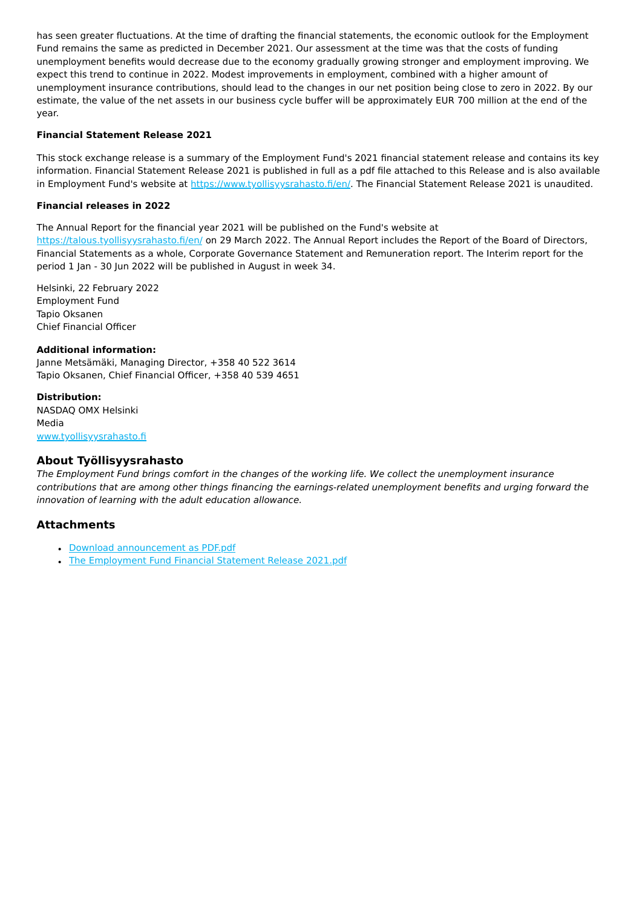has seen greater fluctuations. At the time of drafting the financial statements, the economic outlook for the Employment Fund remains the same as predicted in December 2021. Our assessment at the time was that the costs of funding unemployment benefits would decrease due to the economy gradually growing stronger and employment improving. We expect this trend to continue in 2022. Modest improvements in employment, combined with a higher amount of unemployment insurance contributions, should lead to the changes in our net position being close to zero in 2022. By our estimate, the value of the net assets in our business cycle buffer will be approximately EUR 700 million at the end of the year.

**Financial Statement Release 2021**

This stock exchange release is a summary of the Employment Fund's 2021 financial statement release and contains its key information. Financial Statement Release 2021 is published in full as a pdf file attached to this Release and is also available in Employment Fund's website at [https://www.tyollisyysrahasto.fi/en/](https://www.tyollisyysrahasto.fi/en/). The Financial Statement Release 2021 is unaudited.

**Financial releases in 2022**

The Annual Report for the financial year 2021 will be published on the Fund's website at [https://talous.tyollisyysrahasto.fi/en/](https://talous.tyollisyysrahasto.fi/en/) on 29 March 2022. The Annual Report includes the Report of the Board of Directors, Financial Statements as a whole, Corporate Governance Statement and Remuneration report. The Interim report for the period 1 Jan - 30 Jun 2022 will be published in August in week 34.

Helsinki, 22 February 2022
Employment Fund
Tapio Oksanen
Chief Financial Officer

**Additional information:**
Janne Metsämäki, Managing Director, +358 40 522 3614
Tapio Oksanen, Chief Financial Officer, +358 40 539 4651

**Distribution:**
NASDAQ OMX Helsinki
Media
[www.tyollisyysrahasto.fi](www.tyollisyysrahasto.fi)

## About Työllisyysrahasto

*The Employment Fund brings comfort in the changes of the working life. We collect the unemployment insurance contributions that are among other things financing the earnings-related unemployment benefits and urging forward the innovation of learning with the adult education allowance.*

## Attachments

- Download announcement as PDF.pdf
- The Employment Fund Financial Statement Release 2021.pdf